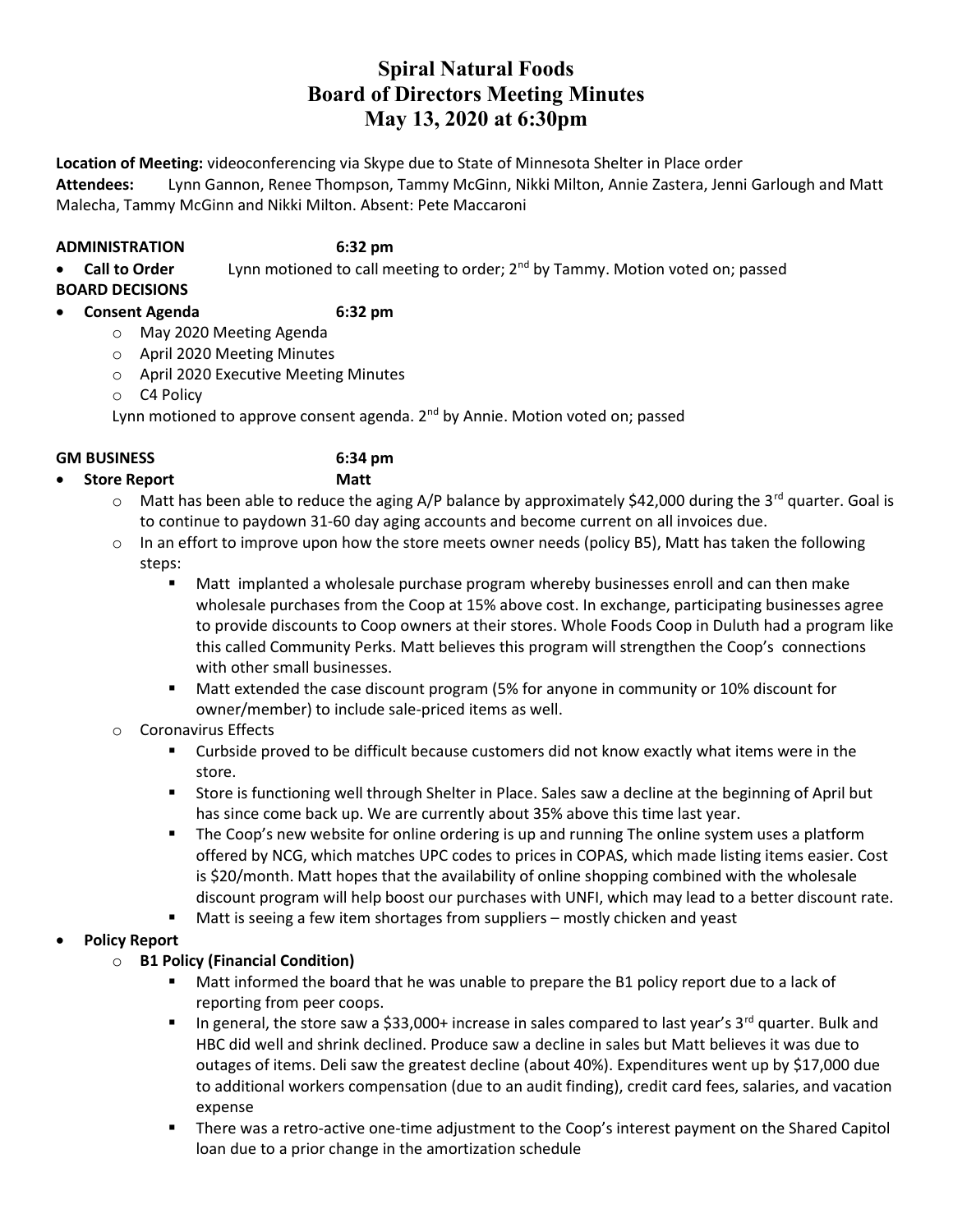# Spiral Natural Foods
# Board of Directors Meeting Minutes
# May 13, 2020 at 6:30pm

**Location of Meeting:** videoconferencing via Skype due to State of Minnesota Shelter in Place order
**Attendees:** Lynn Gannon, Renee Thompson, Tammy McGinn, Nikki Milton, Annie Zastera, Jenni Garlough and Matt Malecha, Tammy McGinn and Nikki Milton. Absent: Pete Maccaroni

**ADMINISTRATION** **6:32 pm**

- **Call to Order** Lynn motioned to call meeting to order; 2nd by Tammy. Motion voted on; passed

**BOARD DECISIONS**

- **Consent Agenda** **6:32 pm**
  - May 2020 Meeting Agenda
  - April 2020 Meeting Minutes
  - April 2020 Executive Meeting Minutes
  - C4 Policy

  Lynn motioned to approve consent agenda. 2nd by Annie. Motion voted on; passed

**GM BUSINESS** **6:34 pm**

- **Store Report** **Matt**
  - Matt has been able to reduce the aging A/P balance by approximately $42,000 during the 3rd quarter. Goal is to continue to paydown 31-60 day aging accounts and become current on all invoices due.
  - In an effort to improve upon how the store meets owner needs (policy B5), Matt has taken the following steps:
    - Matt implanted a wholesale purchase program whereby businesses enroll and can then make wholesale purchases from the Coop at 15% above cost. In exchange, participating businesses agree to provide discounts to Coop owners at their stores. Whole Foods Coop in Duluth had a program like this called Community Perks. Matt believes this program will strengthen the Coop's connections with other small businesses.
    - Matt extended the case discount program (5% for anyone in community or 10% discount for owner/member) to include sale-priced items as well.
  - Coronavirus Effects
    - Curbside proved to be difficult because customers did not know exactly what items were in the store.
    - Store is functioning well through Shelter in Place. Sales saw a decline at the beginning of April but has since come back up. We are currently about 35% above this time last year.
    - The Coop's new website for online ordering is up and running The online system uses a platform offered by NCG, which matches UPC codes to prices in COPAS, which made listing items easier. Cost is $20/month. Matt hopes that the availability of online shopping combined with the wholesale discount program will help boost our purchases with UNFI, which may lead to a better discount rate.
    - Matt is seeing a few item shortages from suppliers – mostly chicken and yeast
- **Policy Report**
  - **B1 Policy (Financial Condition)**
    - Matt informed the board that he was unable to prepare the B1 policy report due to a lack of reporting from peer coops.
    - In general, the store saw a $33,000+ increase in sales compared to last year's 3rd quarter. Bulk and HBC did well and shrink declined. Produce saw a decline in sales but Matt believes it was due to outages of items. Deli saw the greatest decline (about 40%). Expenditures went up by $17,000 due to additional workers compensation (due to an audit finding), credit card fees, salaries, and vacation expense
    - There was a retro-active one-time adjustment to the Coop's interest payment on the Shared Capitol loan due to a prior change in the amortization schedule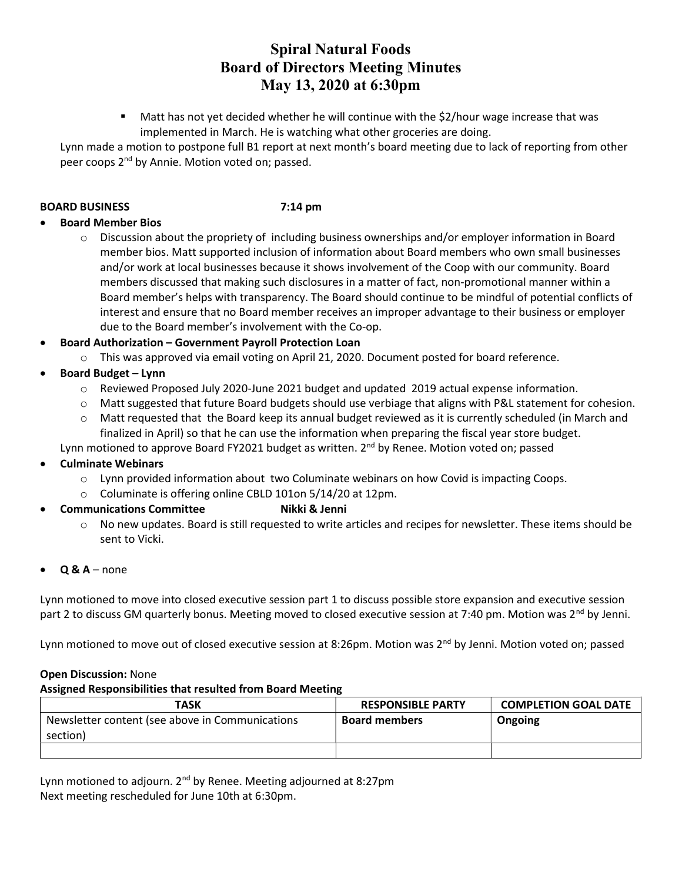- Matt has not yet decided whether he will continue with the $2/hour wage increase that was implemented in March. He is watching what other groceries are doing.

Lynn made a motion to postpone full B1 report at next month's board meeting due to lack of reporting from other peer coops 2nd by Annie. Motion voted on; passed.

**BOARD BUSINESS 7:14 pm**

- **Board Member Bios**
  - Discussion about the propriety of including business ownerships and/or employer information in Board member bios. Matt supported inclusion of information about Board members who own small businesses and/or work at local businesses because it shows involvement of the Coop with our community. Board members discussed that making such disclosures in a matter of fact, non-promotional manner within a Board member's helps with transparency. The Board should continue to be mindful of potential conflicts of interest and ensure that no Board member receives an improper advantage to their business or employer due to the Board member's involvement with the Co-op.
- **Board Authorization – Government Payroll Protection Loan**
  - This was approved via email voting on April 21, 2020. Document posted for board reference.
- **Board Budget – Lynn**
  - Reviewed Proposed July 2020-June 2021 budget and updated 2019 actual expense information.
  - Matt suggested that future Board budgets should use verbiage that aligns with P&L statement for cohesion.
  - Matt requested that the Board keep its annual budget reviewed as it is currently scheduled (in March and finalized in April) so that he can use the information when preparing the fiscal year store budget.

Lynn motioned to approve Board FY2021 budget as written. 2nd by Renee. Motion voted on; passed

- **Culminate Webinars**
  - Lynn provided information about two Columinate webinars on how Covid is impacting Coops.
  - Columinate is offering online CBLD 101on 5/14/20 at 12pm.
- **Communications Committee Nikki & Jenni**
  - No new updates. Board is still requested to write articles and recipes for newsletter. These items should be sent to Vicki.
- **Q & A** – none

Lynn motioned to move into closed executive session part 1 to discuss possible store expansion and executive session part 2 to discuss GM quarterly bonus. Meeting moved to closed executive session at 7:40 pm. Motion was 2nd by Jenni.

Lynn motioned to move out of closed executive session at 8:26pm. Motion was 2nd by Jenni. Motion voted on; passed

**Open Discussion:** None

**Assigned Responsibilities that resulted from Board Meeting**

| TASK | RESPONSIBLE PARTY | COMPLETION GOAL DATE |
|---|---|---|
| Newsletter content (see above in Communications section) | **Board members** | **Ongoing** |
| | | |

Lynn motioned to adjourn. 2nd by Renee. Meeting adjourned at 8:27pm
Next meeting rescheduled for June 10th at 6:30pm.